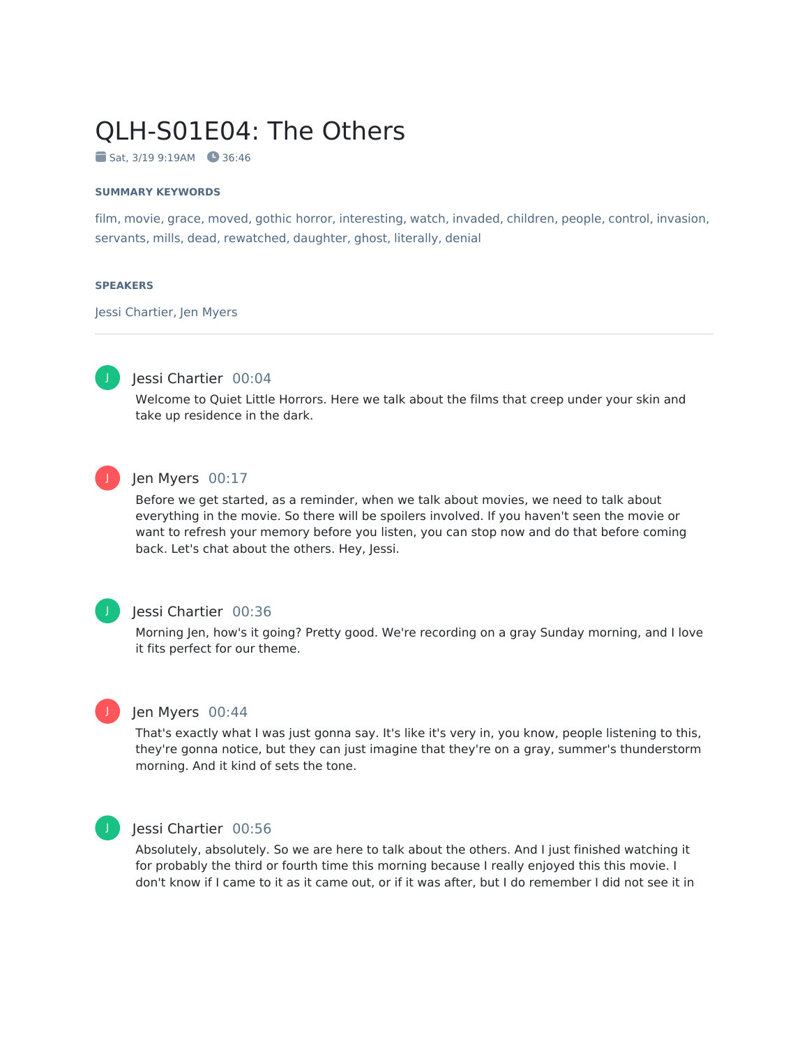# QLH-S01E04: The Others

Sat, 3/19 9:19AM 36:46

**SUMMARY KEYWORDS**

film, movie, grace, moved, gothic horror, interesting, watch, invaded, children, people, control, invasion, servants, mills, dead, rewatched, daughter, ghost, literally, denial

**SPEAKERS**

Jessi Chartier, Jen Myers

---

**Jessi Chartier** 00:04

Welcome to Quiet Little Horrors. Here we talk about the films that creep under your skin and take up residence in the dark.

**Jen Myers** 00:17

Before we get started, as a reminder, when we talk about movies, we need to talk about everything in the movie. So there will be spoilers involved. If you haven't seen the movie or want to refresh your memory before you listen, you can stop now and do that before coming back. Let's chat about the others. Hey, Jessi.

**Jessi Chartier** 00:36

Morning Jen, how's it going? Pretty good. We're recording on a gray Sunday morning, and I love it fits perfect for our theme.

**Jen Myers** 00:44

That's exactly what I was just gonna say. It's like it's very in, you know, people listening to this, they're gonna notice, but they can just imagine that they're on a gray, summer's thunderstorm morning. And it kind of sets the tone.

**Jessi Chartier** 00:56

Absolutely, absolutely. So we are here to talk about the others. And I just finished watching it for probably the third or fourth time this morning because I really enjoyed this this movie. I don't know if I came to it as it came out, or if it was after, but I do remember I did not see it in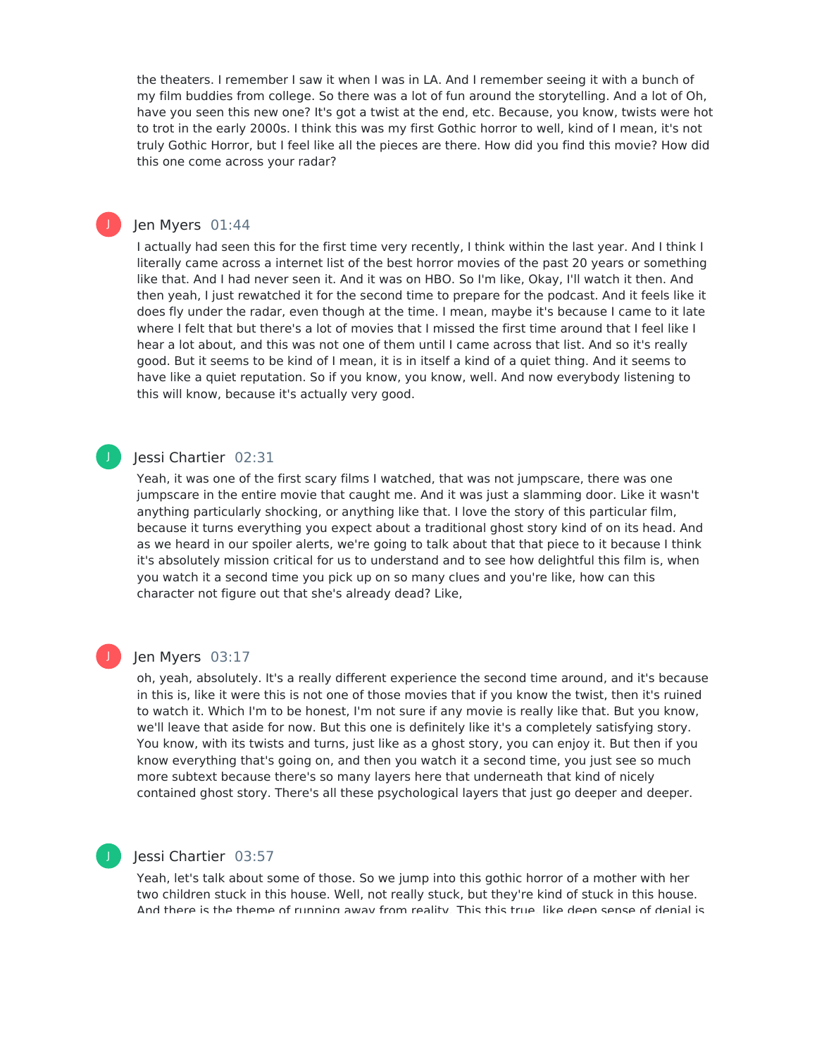the theaters. I remember I saw it when I was in LA. And I remember seeing it with a bunch of my film buddies from college. So there was a lot of fun around the storytelling. And a lot of Oh, have you seen this new one? It's got a twist at the end, etc. Because, you know, twists were hot to trot in the early 2000s. I think this was my first Gothic horror to well, kind of I mean, it's not truly Gothic Horror, but I feel like all the pieces are there. How did you find this movie? How did this one come across your radar?

**Jen Myers** 01:44

I actually had seen this for the first time very recently, I think within the last year. And I think I literally came across a internet list of the best horror movies of the past 20 years or something like that. And I had never seen it. And it was on HBO. So I'm like, Okay, I'll watch it then. And then yeah, I just rewatched it for the second time to prepare for the podcast. And it feels like it does fly under the radar, even though at the time. I mean, maybe it's because I came to it late where I felt that but there's a lot of movies that I missed the first time around that I feel like I hear a lot about, and this was not one of them until I came across that list. And so it's really good. But it seems to be kind of I mean, it is in itself a kind of a quiet thing. And it seems to have like a quiet reputation. So if you know, you know, well. And now everybody listening to this will know, because it's actually very good.

**Jessi Chartier** 02:31

Yeah, it was one of the first scary films I watched, that was not jumpscare, there was one jumpscare in the entire movie that caught me. And it was just a slamming door. Like it wasn't anything particularly shocking, or anything like that. I love the story of this particular film, because it turns everything you expect about a traditional ghost story kind of on its head. And as we heard in our spoiler alerts, we're going to talk about that that piece to it because I think it's absolutely mission critical for us to understand and to see how delightful this film is, when you watch it a second time you pick up on so many clues and you're like, how can this character not figure out that she's already dead? Like,

**Jen Myers** 03:17

oh, yeah, absolutely. It's a really different experience the second time around, and it's because in this is, like it were this is not one of those movies that if you know the twist, then it's ruined to watch it. Which I'm to be honest, I'm not sure if any movie is really like that. But you know, we'll leave that aside for now. But this one is definitely like it's a completely satisfying story. You know, with its twists and turns, just like as a ghost story, you can enjoy it. But then if you know everything that's going on, and then you watch it a second time, you just see so much more subtext because there's so many layers here that underneath that kind of nicely contained ghost story. There's all these psychological layers that just go deeper and deeper.

**Jessi Chartier** 03:57

Yeah, let's talk about some of those. So we jump into this gothic horror of a mother with her two children stuck in this house. Well, not really stuck, but they're kind of stuck in this house. And there is the theme of running away from reality. This this true, like deep sense of denial is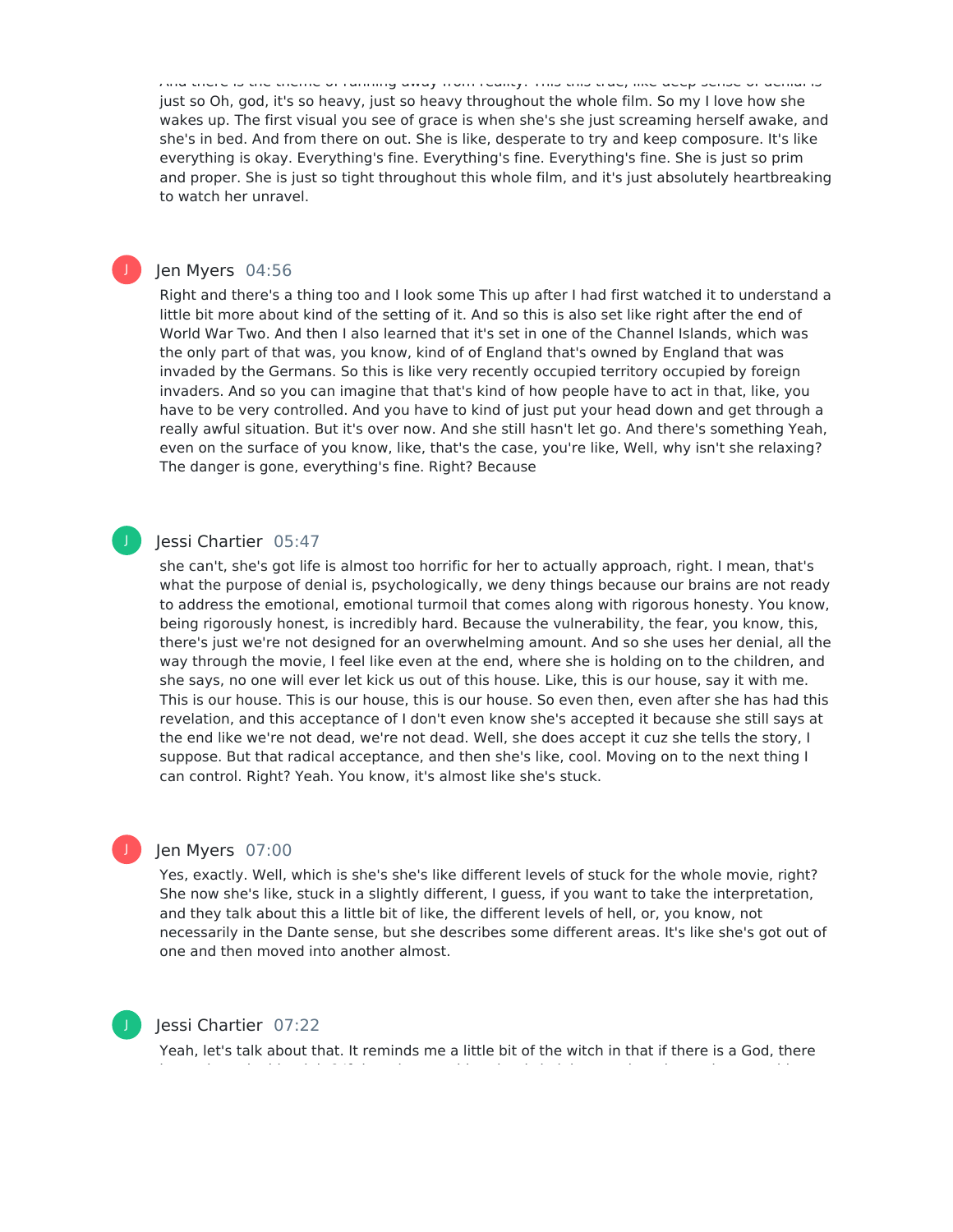just so Oh, god, it's so heavy, just so heavy throughout the whole film. So my I love how she wakes up. The first visual you see of grace is when she's she just screaming herself awake, and she's in bed. And from there on out. She is like, desperate to try and keep composure. It's like everything is okay. Everything's fine. Everything's fine. Everything's fine. She is just so prim and proper. She is just so tight throughout this whole film, and it's just absolutely heartbreaking to watch her unravel.

Jen Myers 04:56

Right and there's a thing too and I look some This up after I had first watched it to understand a little bit more about kind of the setting of it. And so this is also set like right after the end of World War Two. And then I also learned that it's set in one of the Channel Islands, which was the only part of that was, you know, kind of of England that's owned by England that was invaded by the Germans. So this is like very recently occupied territory occupied by foreign invaders. And so you can imagine that that's kind of how people have to act in that, like, you have to be very controlled. And you have to kind of just put your head down and get through a really awful situation. But it's over now. And she still hasn't let go. And there's something Yeah, even on the surface of you know, like, that's the case, you're like, Well, why isn't she relaxing? The danger is gone, everything's fine. Right? Because

Jessi Chartier 05:47

she can't, she's got life is almost too horrific for her to actually approach, right. I mean, that's what the purpose of denial is, psychologically, we deny things because our brains are not ready to address the emotional, emotional turmoil that comes along with rigorous honesty. You know, being rigorously honest, is incredibly hard. Because the vulnerability, the fear, you know, this, there's just we're not designed for an overwhelming amount. And so she uses her denial, all the way through the movie, I feel like even at the end, where she is holding on to the children, and she says, no one will ever let kick us out of this house. Like, this is our house, say it with me. This is our house. This is our house, this is our house. So even then, even after she has had this revelation, and this acceptance of I don't even know she's accepted it because she still says at the end like we're not dead, we're not dead. Well, she does accept it cuz she tells the story, I suppose. But that radical acceptance, and then she's like, cool. Moving on to the next thing I can control. Right? Yeah. You know, it's almost like she's stuck.

Jen Myers 07:00

Yes, exactly. Well, which is she's she's like different levels of stuck for the whole movie, right? She now she's like, stuck in a slightly different, I guess, if you want to take the interpretation, and they talk about this a little bit of like, the different levels of hell, or, you know, not necessarily in the Dante sense, but she describes some different areas. It's like she's got out of one and then moved into another almost.

Jessi Chartier 07:22

Yeah, let's talk about that. It reminds me a little bit of the witch in that if there is a God, there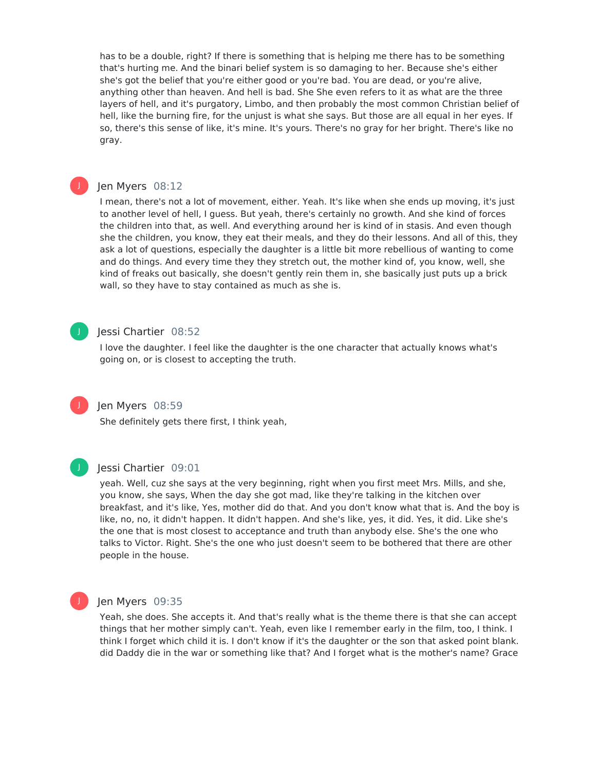has to be a double, right? If there is something that is helping me there has to be something that's hurting me. And the binari belief system is so damaging to her. Because she's either she's got the belief that you're either good or you're bad. You are dead, or you're alive, anything other than heaven. And hell is bad. She She even refers to it as what are the three layers of hell, and it's purgatory, Limbo, and then probably the most common Christian belief of hell, like the burning fire, for the unjust is what she says. But those are all equal in her eyes. If so, there's this sense of like, it's mine. It's yours. There's no gray for her bright. There's like no gray.

**Jen Myers** 08:12

I mean, there's not a lot of movement, either. Yeah. It's like when she ends up moving, it's just to another level of hell, I guess. But yeah, there's certainly no growth. And she kind of forces the children into that, as well. And everything around her is kind of in stasis. And even though she the children, you know, they eat their meals, and they do their lessons. And all of this, they ask a lot of questions, especially the daughter is a little bit more rebellious of wanting to come and do things. And every time they they stretch out, the mother kind of, you know, well, she kind of freaks out basically, she doesn't gently rein them in, she basically just puts up a brick wall, so they have to stay contained as much as she is.

**Jessi Chartier** 08:52

I love the daughter. I feel like the daughter is the one character that actually knows what's going on, or is closest to accepting the truth.

**Jen Myers** 08:59

She definitely gets there first, I think yeah,

**Jessi Chartier** 09:01

yeah. Well, cuz she says at the very beginning, right when you first meet Mrs. Mills, and she, you know, she says, When the day she got mad, like they're talking in the kitchen over breakfast, and it's like, Yes, mother did do that. And you don't know what that is. And the boy is like, no, no, it didn't happen. It didn't happen. And she's like, yes, it did. Yes, it did. Like she's the one that is most closest to acceptance and truth than anybody else. She's the one who talks to Victor. Right. She's the one who just doesn't seem to be bothered that there are other people in the house.

**Jen Myers** 09:35

Yeah, she does. She accepts it. And that's really what is the theme there is that she can accept things that her mother simply can't. Yeah, even like I remember early in the film, too, I think. I think I forget which child it is. I don't know if it's the daughter or the son that asked point blank. did Daddy die in the war or something like that? And I forget what is the mother's name? Grace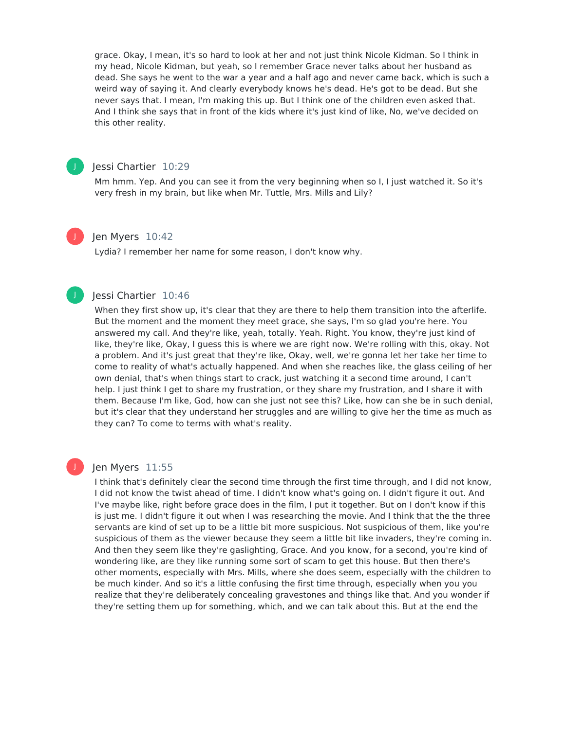grace. Okay, I mean, it's so hard to look at her and not just think Nicole Kidman. So I think in my head, Nicole Kidman, but yeah, so I remember Grace never talks about her husband as dead. She says he went to the war a year and a half ago and never came back, which is such a weird way of saying it. And clearly everybody knows he's dead. He's got to be dead. But she never says that. I mean, I'm making this up. But I think one of the children even asked that. And I think she says that in front of the kids where it's just kind of like, No, we've decided on this other reality.

**Jessi Chartier** 10:29

Mm hmm. Yep. And you can see it from the very beginning when so I, I just watched it. So it's very fresh in my brain, but like when Mr. Tuttle, Mrs. Mills and Lily?

**Jen Myers** 10:42

Lydia? I remember her name for some reason, I don't know why.

**Jessi Chartier** 10:46

When they first show up, it's clear that they are there to help them transition into the afterlife. But the moment and the moment they meet grace, she says, I'm so glad you're here. You answered my call. And they're like, yeah, totally. Yeah. Right. You know, they're just kind of like, they're like, Okay, I guess this is where we are right now. We're rolling with this, okay. Not a problem. And it's just great that they're like, Okay, well, we're gonna let her take her time to come to reality of what's actually happened. And when she reaches like, the glass ceiling of her own denial, that's when things start to crack, just watching it a second time around, I can't help. I just think I get to share my frustration, or they share my frustration, and I share it with them. Because I'm like, God, how can she just not see this? Like, how can she be in such denial, but it's clear that they understand her struggles and are willing to give her the time as much as they can? To come to terms with what's reality.

**Jen Myers** 11:55

I think that's definitely clear the second time through the first time through, and I did not know, I did not know the twist ahead of time. I didn't know what's going on. I didn't figure it out. And I've maybe like, right before grace does in the film, I put it together. But on I don't know if this is just me. I didn't figure it out when I was researching the movie. And I think that the the three servants are kind of set up to be a little bit more suspicious. Not suspicious of them, like you're suspicious of them as the viewer because they seem a little bit like invaders, they're coming in. And then they seem like they're gaslighting, Grace. And you know, for a second, you're kind of wondering like, are they like running some sort of scam to get this house. But then there's other moments, especially with Mrs. Mills, where she does seem, especially with the children to be much kinder. And so it's a little confusing the first time through, especially when you you realize that they're deliberately concealing gravestones and things like that. And you wonder if they're setting them up for something, which, and we can talk about this. But at the end the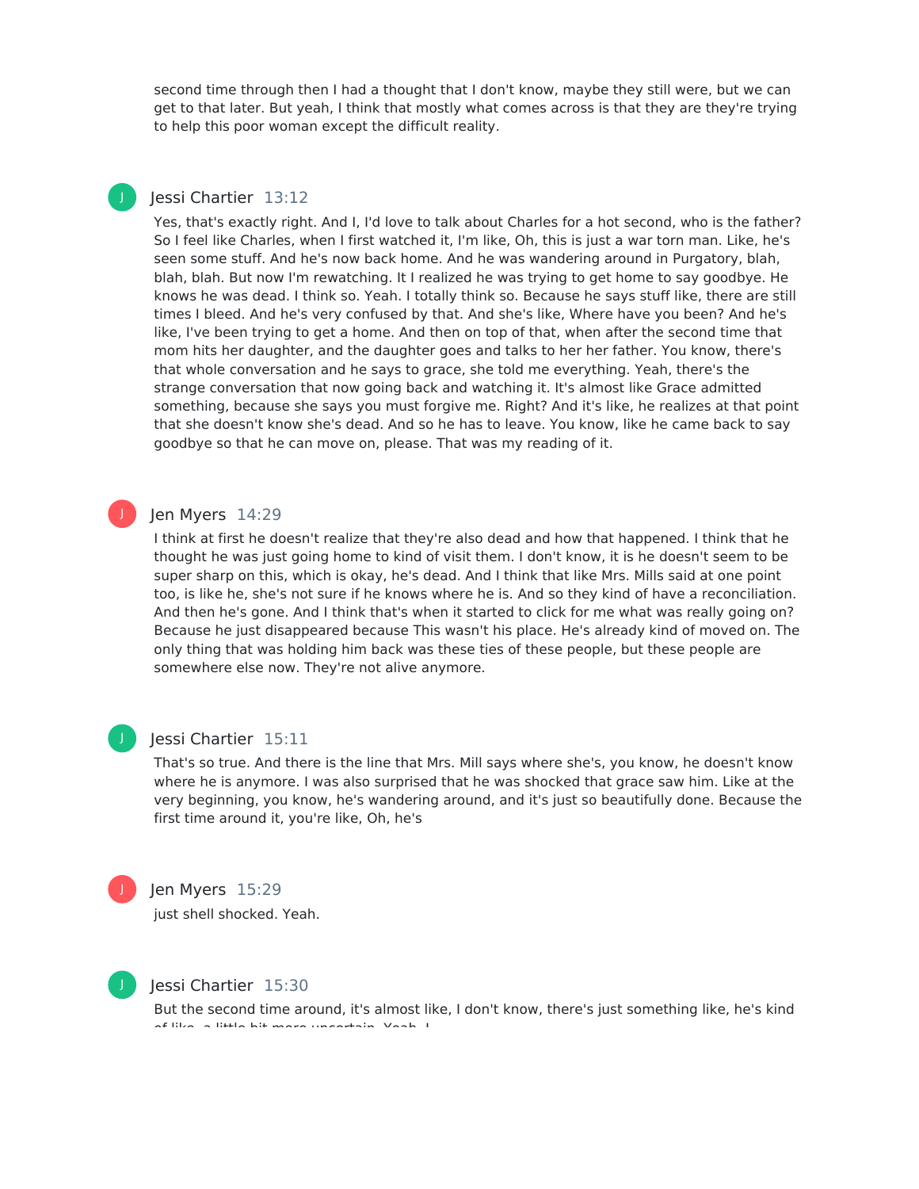second time through then I had a thought that I don't know, maybe they still were, but we can get to that later. But yeah, I think that mostly what comes across is that they are they're trying to help this poor woman except the difficult reality.

**Jessi Chartier** 13:12

Yes, that's exactly right. And I, I'd love to talk about Charles for a hot second, who is the father? So I feel like Charles, when I first watched it, I'm like, Oh, this is just a war torn man. Like, he's seen some stuff. And he's now back home. And he was wandering around in Purgatory, blah, blah, blah. But now I'm rewatching. It I realized he was trying to get home to say goodbye. He knows he was dead. I think so. Yeah. I totally think so. Because he says stuff like, there are still times I bleed. And he's very confused by that. And she's like, Where have you been? And he's like, I've been trying to get a home. And then on top of that, when after the second time that mom hits her daughter, and the daughter goes and talks to her her father. You know, there's that whole conversation and he says to grace, she told me everything. Yeah, there's the strange conversation that now going back and watching it. It's almost like Grace admitted something, because she says you must forgive me. Right? And it's like, he realizes at that point that she doesn't know she's dead. And so he has to leave. You know, like he came back to say goodbye so that he can move on, please. That was my reading of it.

**Jen Myers** 14:29

I think at first he doesn't realize that they're also dead and how that happened. I think that he thought he was just going home to kind of visit them. I don't know, it is he doesn't seem to be super sharp on this, which is okay, he's dead. And I think that like Mrs. Mills said at one point too, is like he, she's not sure if he knows where he is. And so they kind of have a reconciliation. And then he's gone. And I think that's when it started to click for me what was really going on? Because he just disappeared because This wasn't his place. He's already kind of moved on. The only thing that was holding him back was these ties of these people, but these people are somewhere else now. They're not alive anymore.

**Jessi Chartier** 15:11

That's so true. And there is the line that Mrs. Mill says where she's, you know, he doesn't know where he is anymore. I was also surprised that he was shocked that grace saw him. Like at the very beginning, you know, he's wandering around, and it's just so beautifully done. Because the first time around it, you're like, Oh, he's

**Jen Myers** 15:29

just shell shocked. Yeah.

**Jessi Chartier** 15:30

But the second time around, it's almost like, I don't know, there's just something like, he's kind of like, a little bit more uncertain. Yeah, I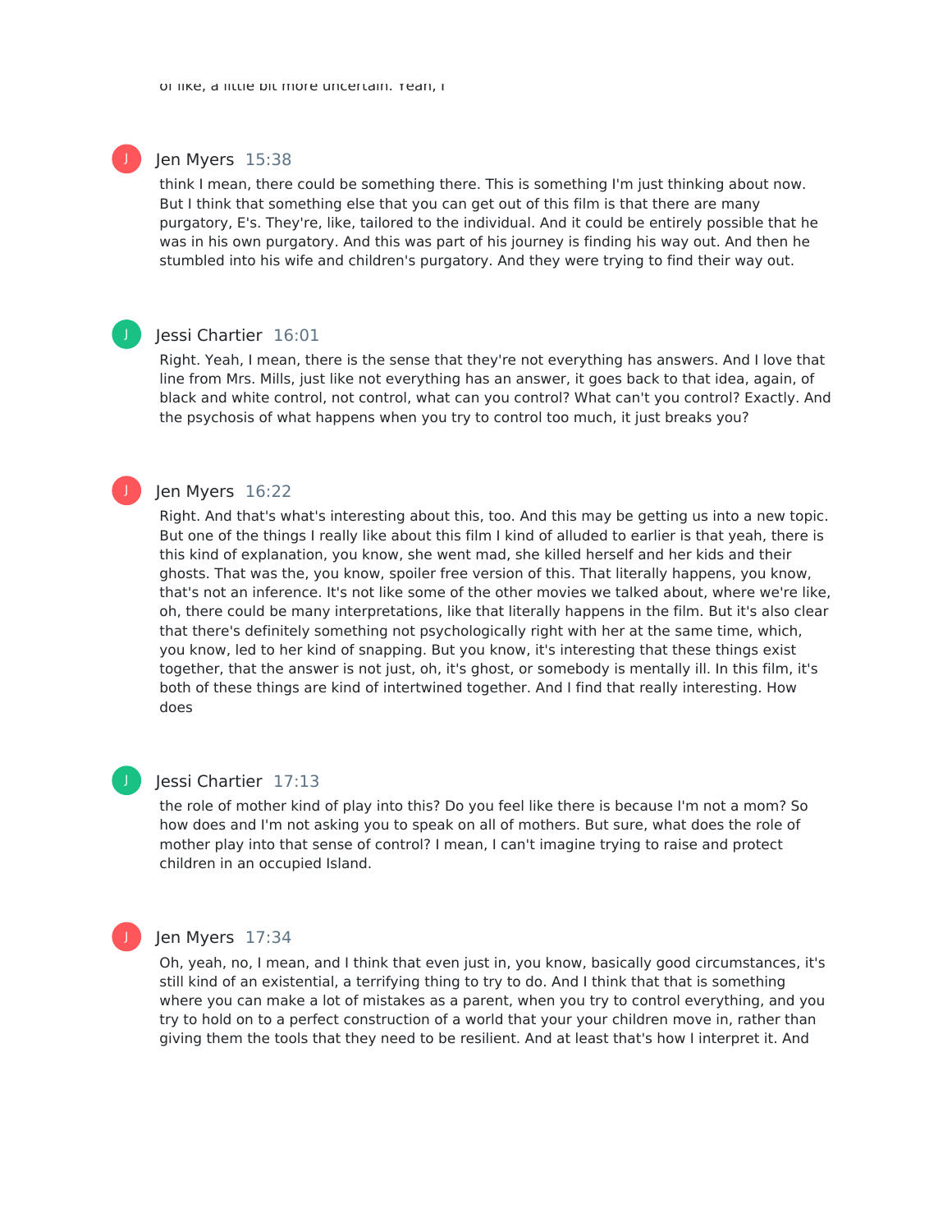of like, a little bit more uncertain. Yeah, I

**Jen Myers** 15:38

think I mean, there could be something there. This is something I'm just thinking about now. But I think that something else that you can get out of this film is that there are many purgatory, E's. They're, like, tailored to the individual. And it could be entirely possible that he was in his own purgatory. And this was part of his journey is finding his way out. And then he stumbled into his wife and children's purgatory. And they were trying to find their way out.

**Jessi Chartier** 16:01

Right. Yeah, I mean, there is the sense that they're not everything has answers. And I love that line from Mrs. Mills, just like not everything has an answer, it goes back to that idea, again, of black and white control, not control, what can you control? What can't you control? Exactly. And the psychosis of what happens when you try to control too much, it just breaks you?

**Jen Myers** 16:22

Right. And that's what's interesting about this, too. And this may be getting us into a new topic. But one of the things I really like about this film I kind of alluded to earlier is that yeah, there is this kind of explanation, you know, she went mad, she killed herself and her kids and their ghosts. That was the, you know, spoiler free version of this. That literally happens, you know, that's not an inference. It's not like some of the other movies we talked about, where we're like, oh, there could be many interpretations, like that literally happens in the film. But it's also clear that there's definitely something not psychologically right with her at the same time, which, you know, led to her kind of snapping. But you know, it's interesting that these things exist together, that the answer is not just, oh, it's ghost, or somebody is mentally ill. In this film, it's both of these things are kind of intertwined together. And I find that really interesting. How does

**Jessi Chartier** 17:13

the role of mother kind of play into this? Do you feel like there is because I'm not a mom? So how does and I'm not asking you to speak on all of mothers. But sure, what does the role of mother play into that sense of control? I mean, I can't imagine trying to raise and protect children in an occupied Island.

**Jen Myers** 17:34

Oh, yeah, no, I mean, and I think that even just in, you know, basically good circumstances, it's still kind of an existential, a terrifying thing to try to do. And I think that that is something where you can make a lot of mistakes as a parent, when you try to control everything, and you try to hold on to a perfect construction of a world that your your children move in, rather than giving them the tools that they need to be resilient. And at least that's how I interpret it. And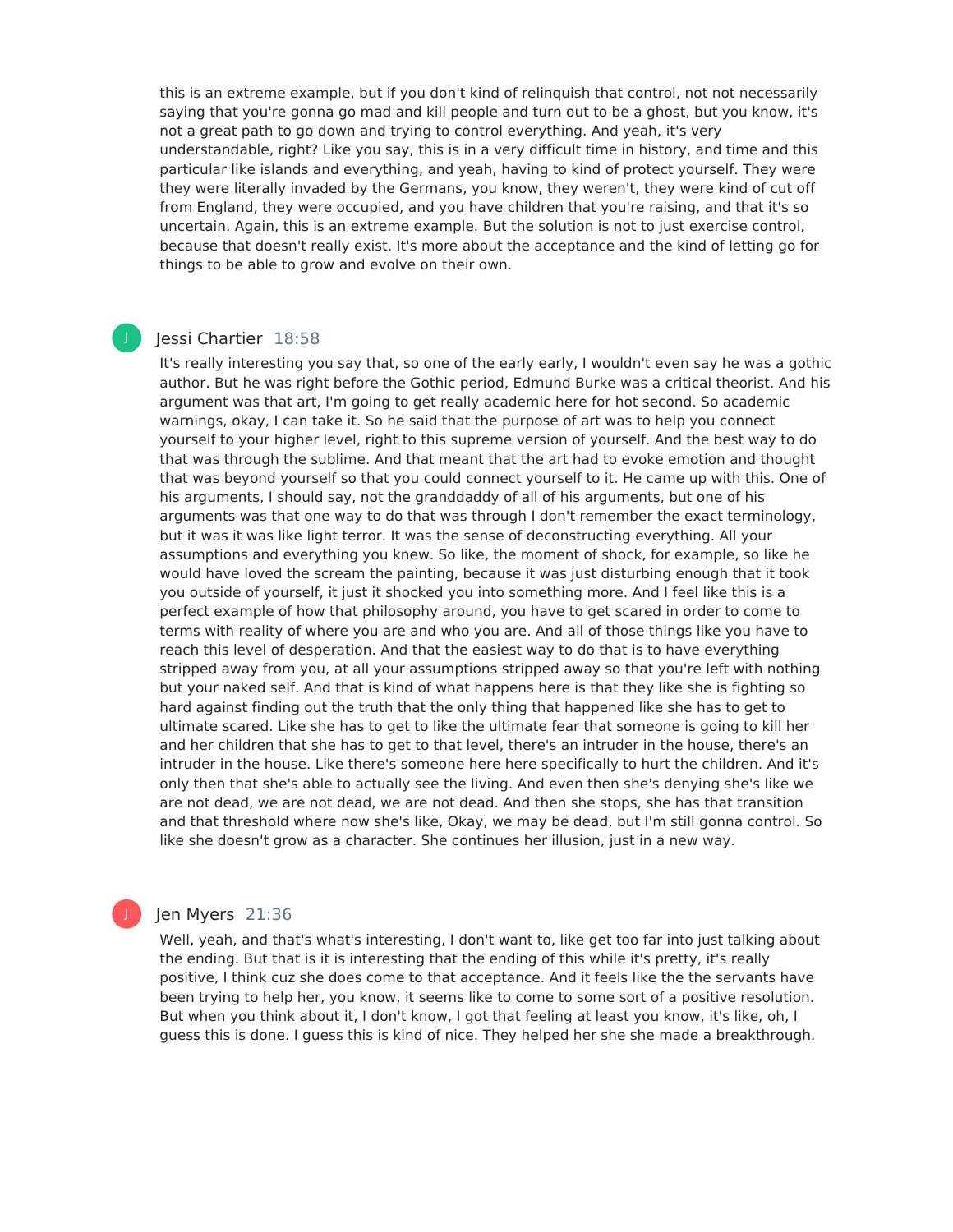this is an extreme example, but if you don't kind of relinquish that control, not not necessarily saying that you're gonna go mad and kill people and turn out to be a ghost, but you know, it's not a great path to go down and trying to control everything. And yeah, it's very understandable, right? Like you say, this is in a very difficult time in history, and time and this particular like islands and everything, and yeah, having to kind of protect yourself. They were they were literally invaded by the Germans, you know, they weren't, they were kind of cut off from England, they were occupied, and you have children that you're raising, and that it's so uncertain. Again, this is an extreme example. But the solution is not to just exercise control, because that doesn't really exist. It's more about the acceptance and the kind of letting go for things to be able to grow and evolve on their own.

**Jessi Chartier** 18:58

It's really interesting you say that, so one of the early early, I wouldn't even say he was a gothic author. But he was right before the Gothic period, Edmund Burke was a critical theorist. And his argument was that art, I'm going to get really academic here for hot second. So academic warnings, okay, I can take it. So he said that the purpose of art was to help you connect yourself to your higher level, right to this supreme version of yourself. And the best way to do that was through the sublime. And that meant that the art had to evoke emotion and thought that was beyond yourself so that you could connect yourself to it. He came up with this. One of his arguments, I should say, not the granddaddy of all of his arguments, but one of his arguments was that one way to do that was through I don't remember the exact terminology, but it was it was like light terror. It was the sense of deconstructing everything. All your assumptions and everything you knew. So like, the moment of shock, for example, so like he would have loved the scream the painting, because it was just disturbing enough that it took you outside of yourself, it just it shocked you into something more. And I feel like this is a perfect example of how that philosophy around, you have to get scared in order to come to terms with reality of where you are and who you are. And all of those things like you have to reach this level of desperation. And that the easiest way to do that is to have everything stripped away from you, at all your assumptions stripped away so that you're left with nothing but your naked self. And that is kind of what happens here is that they like she is fighting so hard against finding out the truth that the only thing that happened like she has to get to ultimate scared. Like she has to get to like the ultimate fear that someone is going to kill her and her children that she has to get to that level, there's an intruder in the house, there's an intruder in the house. Like there's someone here here specifically to hurt the children. And it's only then that she's able to actually see the living. And even then she's denying she's like we are not dead, we are not dead, we are not dead. And then she stops, she has that transition and that threshold where now she's like, Okay, we may be dead, but I'm still gonna control. So like she doesn't grow as a character. She continues her illusion, just in a new way.

**Jen Myers** 21:36

Well, yeah, and that's what's interesting, I don't want to, like get too far into just talking about the ending. But that is it is interesting that the ending of this while it's pretty, it's really positive, I think cuz she does come to that acceptance. And it feels like the the servants have been trying to help her, you know, it seems like to come to some sort of a positive resolution. But when you think about it, I don't know, I got that feeling at least you know, it's like, oh, I guess this is done. I guess this is kind of nice. They helped her she she made a breakthrough.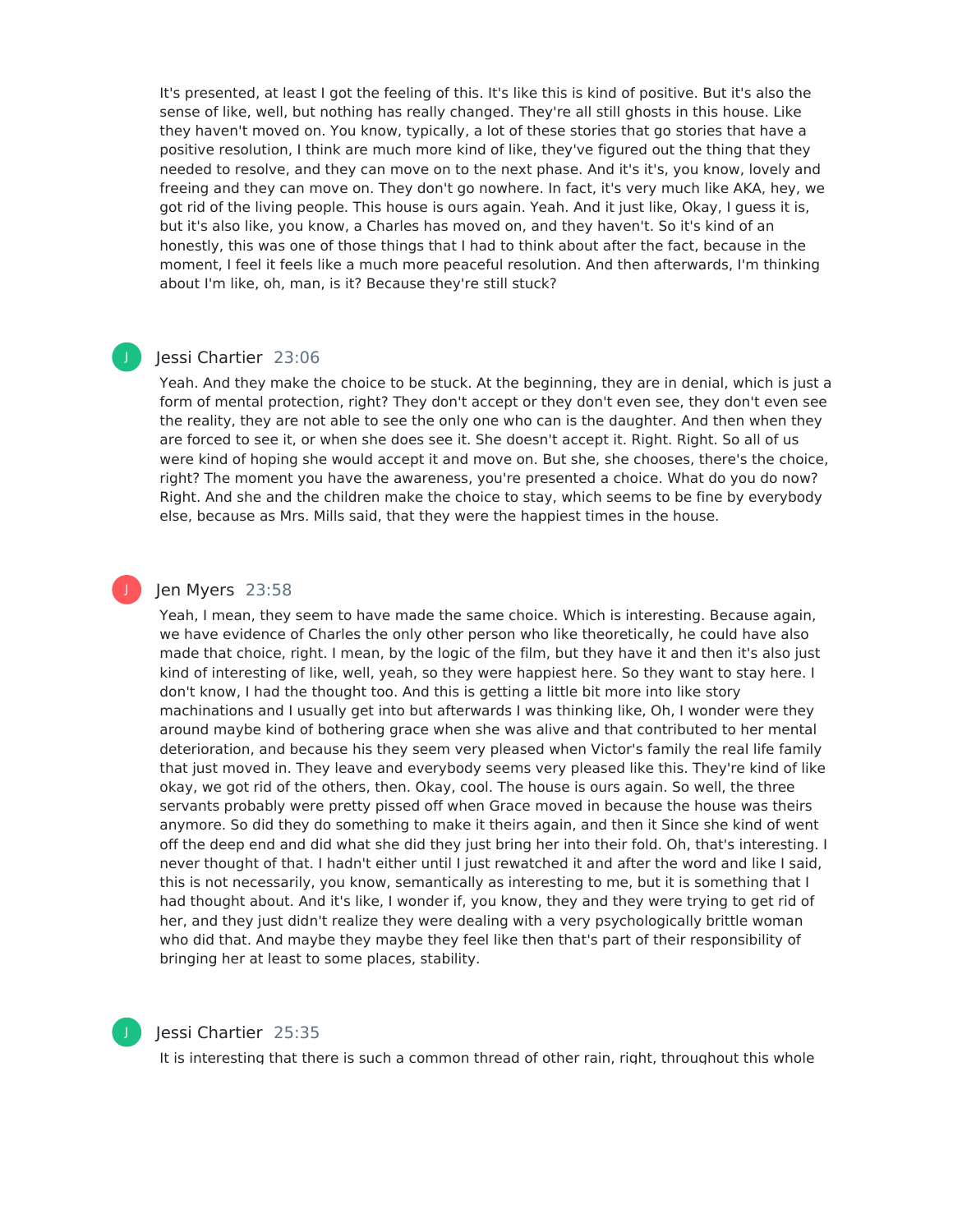It's presented, at least I got the feeling of this. It's like this is kind of positive. But it's also the sense of like, well, but nothing has really changed. They're all still ghosts in this house. Like they haven't moved on. You know, typically, a lot of these stories that go stories that have a positive resolution, I think are much more kind of like, they've figured out the thing that they needed to resolve, and they can move on to the next phase. And it's it's, you know, lovely and freeing and they can move on. They don't go nowhere. In fact, it's very much like AKA, hey, we got rid of the living people. This house is ours again. Yeah. And it just like, Okay, I guess it is, but it's also like, you know, a Charles has moved on, and they haven't. So it's kind of an honestly, this was one of those things that I had to think about after the fact, because in the moment, I feel it feels like a much more peaceful resolution. And then afterwards, I'm thinking about I'm like, oh, man, is it? Because they're still stuck?

**Jessi Chartier** 23:06

Yeah. And they make the choice to be stuck. At the beginning, they are in denial, which is just a form of mental protection, right? They don't accept or they don't even see, they don't even see the reality, they are not able to see the only one who can is the daughter. And then when they are forced to see it, or when she does see it. She doesn't accept it. Right. Right. So all of us were kind of hoping she would accept it and move on. But she, she chooses, there's the choice, right? The moment you have the awareness, you're presented a choice. What do you do now? Right. And she and the children make the choice to stay, which seems to be fine by everybody else, because as Mrs. Mills said, that they were the happiest times in the house.

**Jen Myers** 23:58

Yeah, I mean, they seem to have made the same choice. Which is interesting. Because again, we have evidence of Charles the only other person who like theoretically, he could have also made that choice, right. I mean, by the logic of the film, but they have it and then it's also just kind of interesting of like, well, yeah, so they were happiest here. So they want to stay here. I don't know, I had the thought too. And this is getting a little bit more into like story machinations and I usually get into but afterwards I was thinking like, Oh, I wonder were they around maybe kind of bothering grace when she was alive and that contributed to her mental deterioration, and because his they seem very pleased when Victor's family the real life family that just moved in. They leave and everybody seems very pleased like this. They're kind of like okay, we got rid of the others, then. Okay, cool. The house is ours again. So well, the three servants probably were pretty pissed off when Grace moved in because the house was theirs anymore. So did they do something to make it theirs again, and then it Since she kind of went off the deep end and did what she did they just bring her into their fold. Oh, that's interesting. I never thought of that. I hadn't either until I just rewatched it and after the word and like I said, this is not necessarily, you know, semantically as interesting to me, but it is something that I had thought about. And it's like, I wonder if, you know, they and they were trying to get rid of her, and they just didn't realize they were dealing with a very psychologically brittle woman who did that. And maybe they maybe they feel like then that's part of their responsibility of bringing her at least to some places, stability.

**Jessi Chartier** 25:35

It is interesting that there is such a common thread of other rain, right, throughout this whole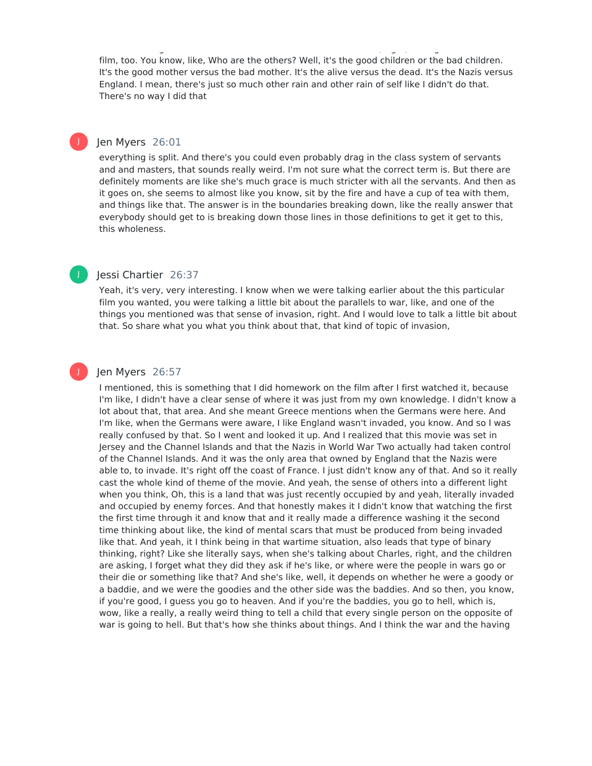film, too. You know, like, Who are the others? Well, it's the good children or the bad children. It's the good mother versus the bad mother. It's the alive versus the dead. It's the Nazis versus England. I mean, there's just so much other rain and other rain of self like I didn't do that. There's no way I did that

Jen Myers 26:01

everything is split. And there's you could even probably drag in the class system of servants and and masters, that sounds really weird. I'm not sure what the correct term is. But there are definitely moments are like she's much grace is much stricter with all the servants. And then as it goes on, she seems to almost like you know, sit by the fire and have a cup of tea with them, and things like that. The answer is in the boundaries breaking down, like the really answer that everybody should get to is breaking down those lines in those definitions to get it get to this, this wholeness.

Jessi Chartier 26:37

Yeah, it's very, very interesting. I know when we were talking earlier about the this particular film you wanted, you were talking a little bit about the parallels to war, like, and one of the things you mentioned was that sense of invasion, right. And I would love to talk a little bit about that. So share what you what you think about that, that kind of topic of invasion,

Jen Myers 26:57

I mentioned, this is something that I did homework on the film after I first watched it, because I'm like, I didn't have a clear sense of where it was just from my own knowledge. I didn't know a lot about that, that area. And she meant Greece mentions when the Germans were here. And I'm like, when the Germans were aware, I like England wasn't invaded, you know. And so I was really confused by that. So I went and looked it up. And I realized that this movie was set in Jersey and the Channel Islands and that the Nazis in World War Two actually had taken control of the Channel Islands. And it was the only area that owned by England that the Nazis were able to, to invade. It's right off the coast of France. I just didn't know any of that. And so it really cast the whole kind of theme of the movie. And yeah, the sense of others into a different light when you think, Oh, this is a land that was just recently occupied by and yeah, literally invaded and occupied by enemy forces. And that honestly makes it I didn't know that watching the first the first time through it and know that and it really made a difference washing it the second time thinking about like, the kind of mental scars that must be produced from being invaded like that. And yeah, it I think being in that wartime situation, also leads that type of binary thinking, right? Like she literally says, when she's talking about Charles, right, and the children are asking, I forget what they did they ask if he's like, or where were the people in wars go or their die or something like that? And she's like, well, it depends on whether he were a goody or a baddie, and we were the goodies and the other side was the baddies. And so then, you know, if you're good, I guess you go to heaven. And if you're the baddies, you go to hell, which is, wow, like a really, a really weird thing to tell a child that every single person on the opposite of war is going to hell. But that's how she thinks about things. And I think the war and the having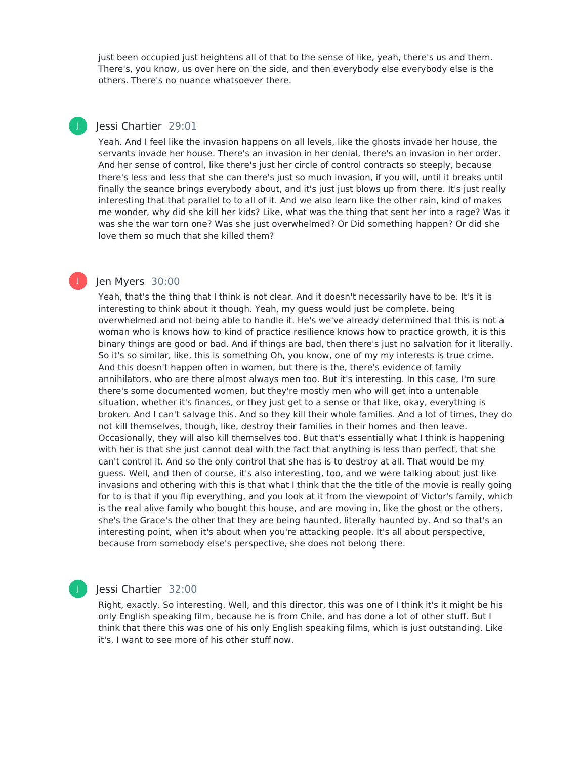just been occupied just heightens all of that to the sense of like, yeah, there's us and them. There's, you know, us over here on the side, and then everybody else everybody else is the others. There's no nuance whatsoever there.

J Jessi Chartier 29:01

Yeah. And I feel like the invasion happens on all levels, like the ghosts invade her house, the servants invade her house. There's an invasion in her denial, there's an invasion in her order. And her sense of control, like there's just her circle of control contracts so steeply, because there's less and less that she can there's just so much invasion, if you will, until it breaks until finally the seance brings everybody about, and it's just just blows up from there. It's just really interesting that that parallel to to all of it. And we also learn like the other rain, kind of makes me wonder, why did she kill her kids? Like, what was the thing that sent her into a rage? Was it was she the war torn one? Was she just overwhelmed? Or Did something happen? Or did she love them so much that she killed them?

J Jen Myers 30:00

Yeah, that's the thing that I think is not clear. And it doesn't necessarily have to be. It's it is interesting to think about it though. Yeah, my guess would just be complete. being overwhelmed and not being able to handle it. He's we've already determined that this is not a woman who is knows how to kind of practice resilience knows how to practice growth, it is this binary things are good or bad. And if things are bad, then there's just no salvation for it literally. So it's so similar, like, this is something Oh, you know, one of my my interests is true crime. And this doesn't happen often in women, but there is the, there's evidence of family annihilators, who are there almost always men too. But it's interesting. In this case, I'm sure there's some documented women, but they're mostly men who will get into a untenable situation, whether it's finances, or they just get to a sense or that like, okay, everything is broken. And I can't salvage this. And so they kill their whole families. And a lot of times, they do not kill themselves, though, like, destroy their families in their homes and then leave. Occasionally, they will also kill themselves too. But that's essentially what I think is happening with her is that she just cannot deal with the fact that anything is less than perfect, that she can't control it. And so the only control that she has is to destroy at all. That would be my guess. Well, and then of course, it's also interesting, too, and we were talking about just like invasions and othering with this is that what I think that the the title of the movie is really going for to is that if you flip everything, and you look at it from the viewpoint of Victor's family, which is the real alive family who bought this house, and are moving in, like the ghost or the others, she's the Grace's the other that they are being haunted, literally haunted by. And so that's an interesting point, when it's about when you're attacking people. It's all about perspective, because from somebody else's perspective, she does not belong there.

J Jessi Chartier 32:00

Right, exactly. So interesting. Well, and this director, this was one of I think it's it might be his only English speaking film, because he is from Chile, and has done a lot of other stuff. But I think that there this was one of his only English speaking films, which is just outstanding. Like it's, I want to see more of his other stuff now.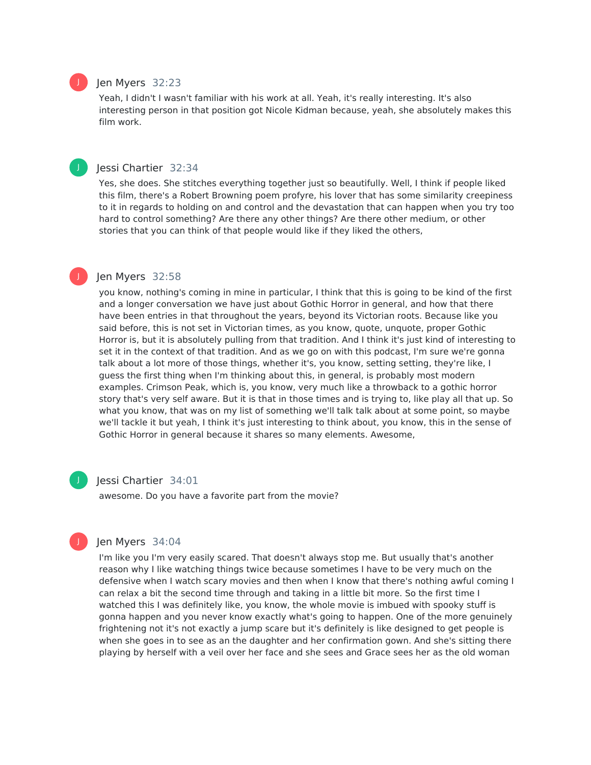**Jen Myers** 32:23

Yeah, I didn't I wasn't familiar with his work at all. Yeah, it's really interesting. It's also interesting person in that position got Nicole Kidman because, yeah, she absolutely makes this film work.

**Jessi Chartier** 32:34

Yes, she does. She stitches everything together just so beautifully. Well, I think if people liked this film, there's a Robert Browning poem profyre, his lover that has some similarity creepiness to it in regards to holding on and control and the devastation that can happen when you try too hard to control something? Are there any other things? Are there other medium, or other stories that you can think of that people would like if they liked the others,

**Jen Myers** 32:58

you know, nothing's coming in mine in particular, I think that this is going to be kind of the first and a longer conversation we have just about Gothic Horror in general, and how that there have been entries in that throughout the years, beyond its Victorian roots. Because like you said before, this is not set in Victorian times, as you know, quote, unquote, proper Gothic Horror is, but it is absolutely pulling from that tradition. And I think it's just kind of interesting to set it in the context of that tradition. And as we go on with this podcast, I'm sure we're gonna talk about a lot more of those things, whether it's, you know, setting setting, they're like, I guess the first thing when I'm thinking about this, in general, is probably most modern examples. Crimson Peak, which is, you know, very much like a throwback to a gothic horror story that's very self aware. But it is that in those times and is trying to, like play all that up. So what you know, that was on my list of something we'll talk talk about at some point, so maybe we'll tackle it but yeah, I think it's just interesting to think about, you know, this in the sense of Gothic Horror in general because it shares so many elements. Awesome,

**Jessi Chartier** 34:01

awesome. Do you have a favorite part from the movie?

**Jen Myers** 34:04

I'm like you I'm very easily scared. That doesn't always stop me. But usually that's another reason why I like watching things twice because sometimes I have to be very much on the defensive when I watch scary movies and then when I know that there's nothing awful coming I can relax a bit the second time through and taking in a little bit more. So the first time I watched this I was definitely like, you know, the whole movie is imbued with spooky stuff is gonna happen and you never know exactly what's going to happen. One of the more genuinely frightening not it's not exactly a jump scare but it's definitely is like designed to get people is when she goes in to see as an the daughter and her confirmation gown. And she's sitting there playing by herself with a veil over her face and she sees and Grace sees her as the old woman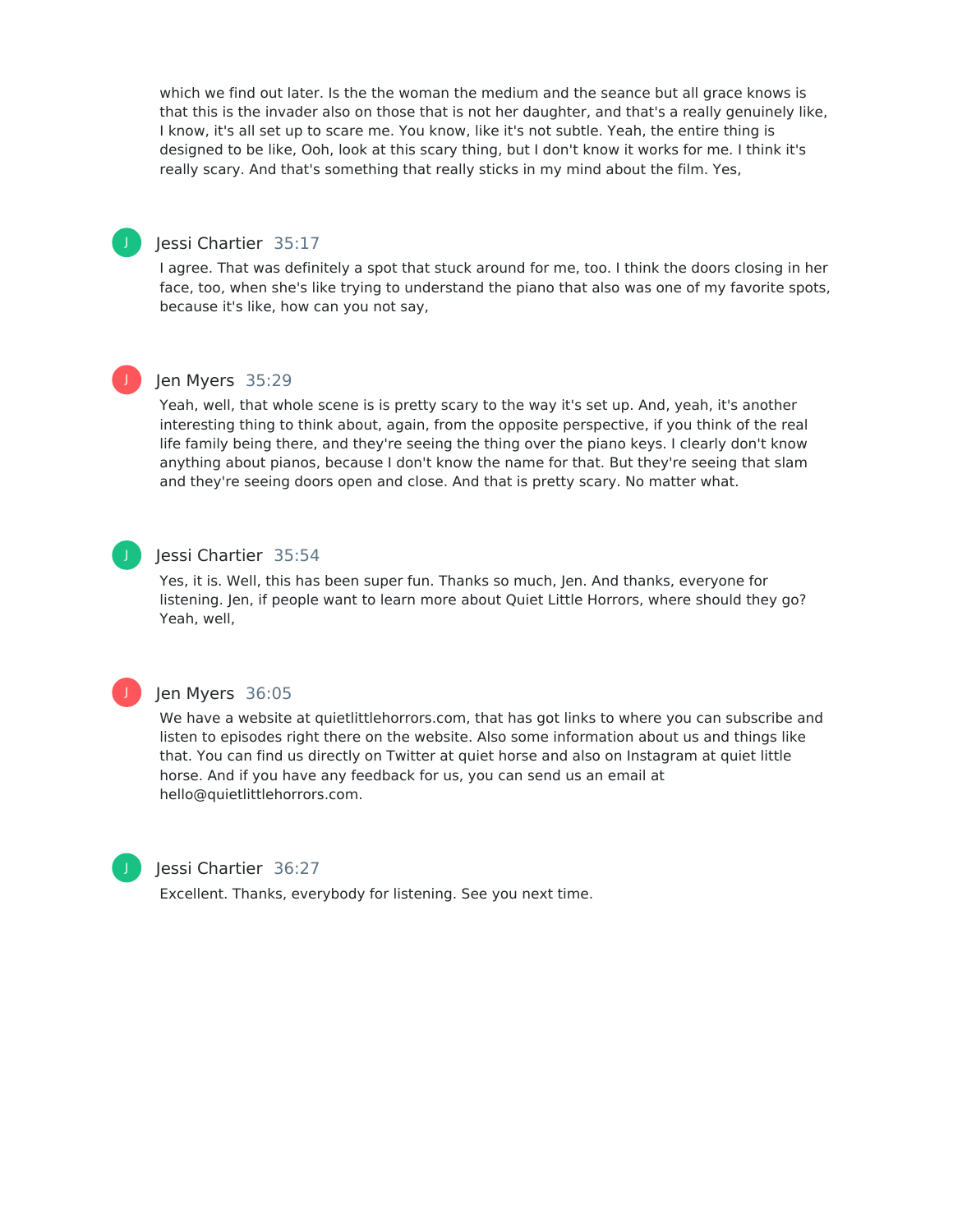which we find out later. Is the the woman the medium and the seance but all grace knows is that this is the invader also on those that is not her daughter, and that's a really genuinely like, I know, it's all set up to scare me. You know, like it's not subtle. Yeah, the entire thing is designed to be like, Ooh, look at this scary thing, but I don't know it works for me. I think it's really scary. And that's something that really sticks in my mind about the film. Yes,

**Jessi Chartier** 35:17

I agree. That was definitely a spot that stuck around for me, too. I think the doors closing in her face, too, when she's like trying to understand the piano that also was one of my favorite spots, because it's like, how can you not say,

**Jen Myers** 35:29

Yeah, well, that whole scene is is pretty scary to the way it's set up. And, yeah, it's another interesting thing to think about, again, from the opposite perspective, if you think of the real life family being there, and they're seeing the thing over the piano keys. I clearly don't know anything about pianos, because I don't know the name for that. But they're seeing that slam and they're seeing doors open and close. And that is pretty scary. No matter what.

**Jessi Chartier** 35:54

Yes, it is. Well, this has been super fun. Thanks so much, Jen. And thanks, everyone for listening. Jen, if people want to learn more about Quiet Little Horrors, where should they go? Yeah, well,

**Jen Myers** 36:05

We have a website at quietlittlehorrors.com, that has got links to where you can subscribe and listen to episodes right there on the website. Also some information about us and things like that. You can find us directly on Twitter at quiet horse and also on Instagram at quiet little horse. And if you have any feedback for us, you can send us an email at hello@quietlittlehorrors.com.

**Jessi Chartier** 36:27

Excellent. Thanks, everybody for listening. See you next time.